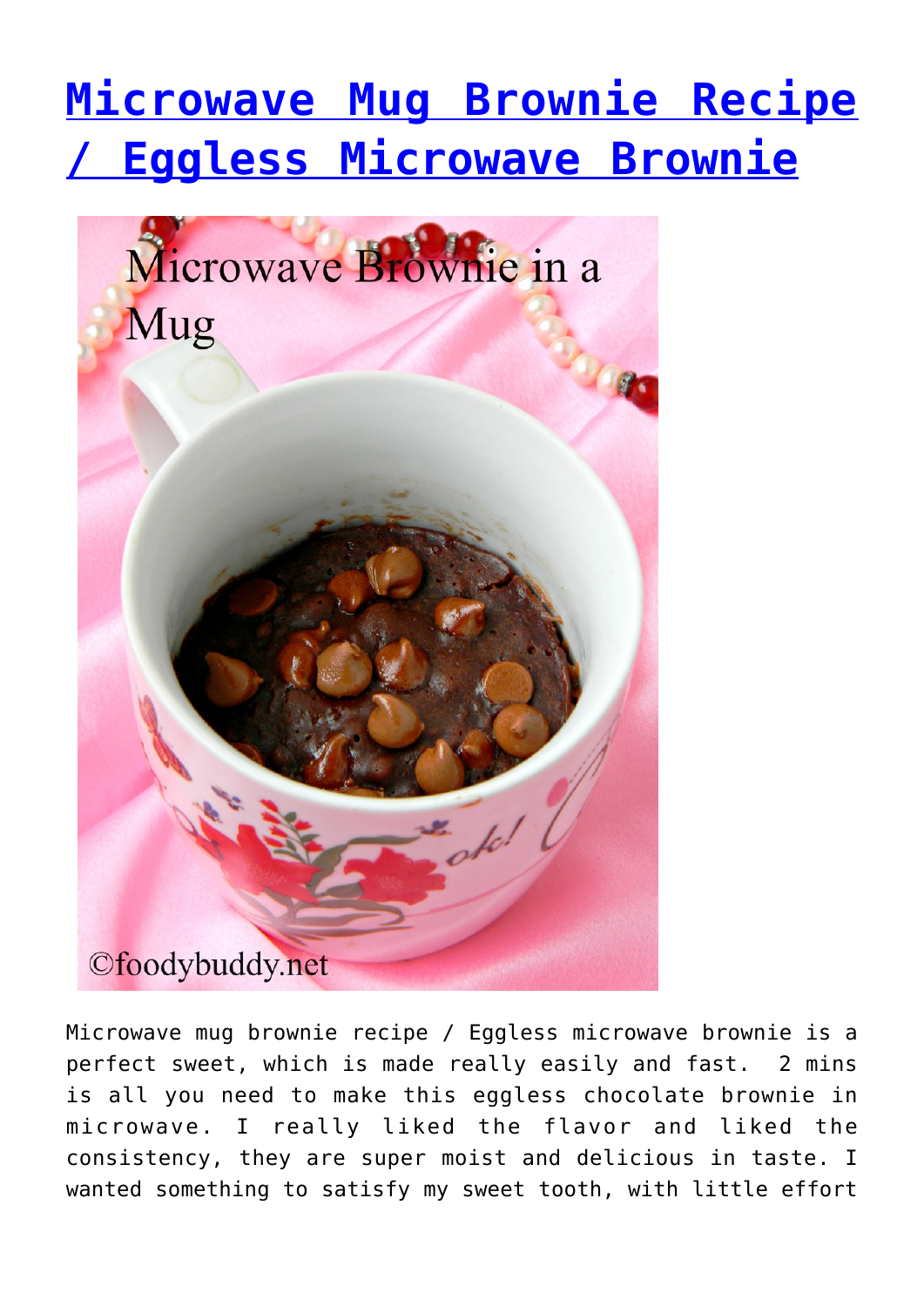# [Microwave Mug Brownie Recipe / Eggless Microwave Brownie]

Microwave mug brownie recipe / Eggless microwave brownie is a perfect sweet, which is made really easily and fast.  2 mins is all you need to make this eggless chocolate brownie in microwave. I really liked the flavor and liked the consistency, they are super moist and delicious in taste. I wanted something to satisfy my sweet tooth, with little effort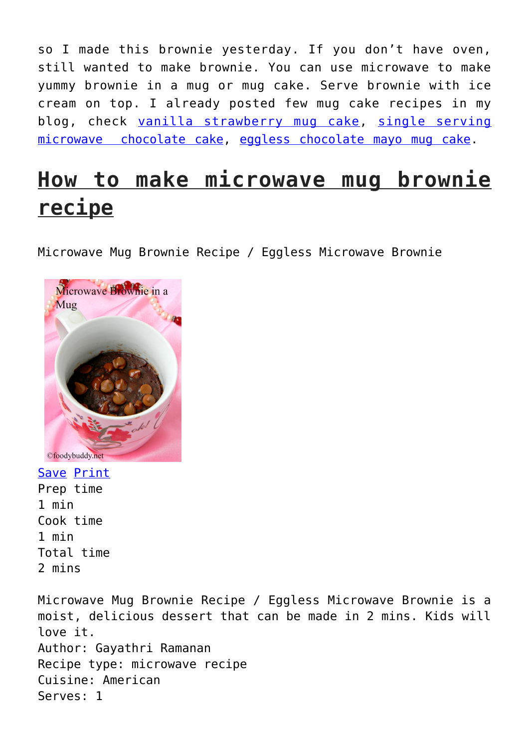so I made this brownie yesterday. If you don't have oven, still wanted to make brownie. You can use microwave to make yummy brownie in a mug or mug cake. Serve brownie with ice cream on top. I already posted few mug cake recipes in my blog, check vanilla strawberry mug cake, single serving microwave chocolate cake, eggless chocolate mayo mug cake.

## How to make microwave mug brownie recipe

Microwave Mug Brownie Recipe / Eggless Microwave Brownie

Save Print

Prep time
1 min
Cook time
1 min
Total time
2 mins

Microwave Mug Brownie Recipe / Eggless Microwave Brownie is a moist, delicious dessert that can be made in 2 mins. Kids will love it.

Author: Gayathri Ramanan
Recipe type: microwave recipe
Cuisine: American
Serves: 1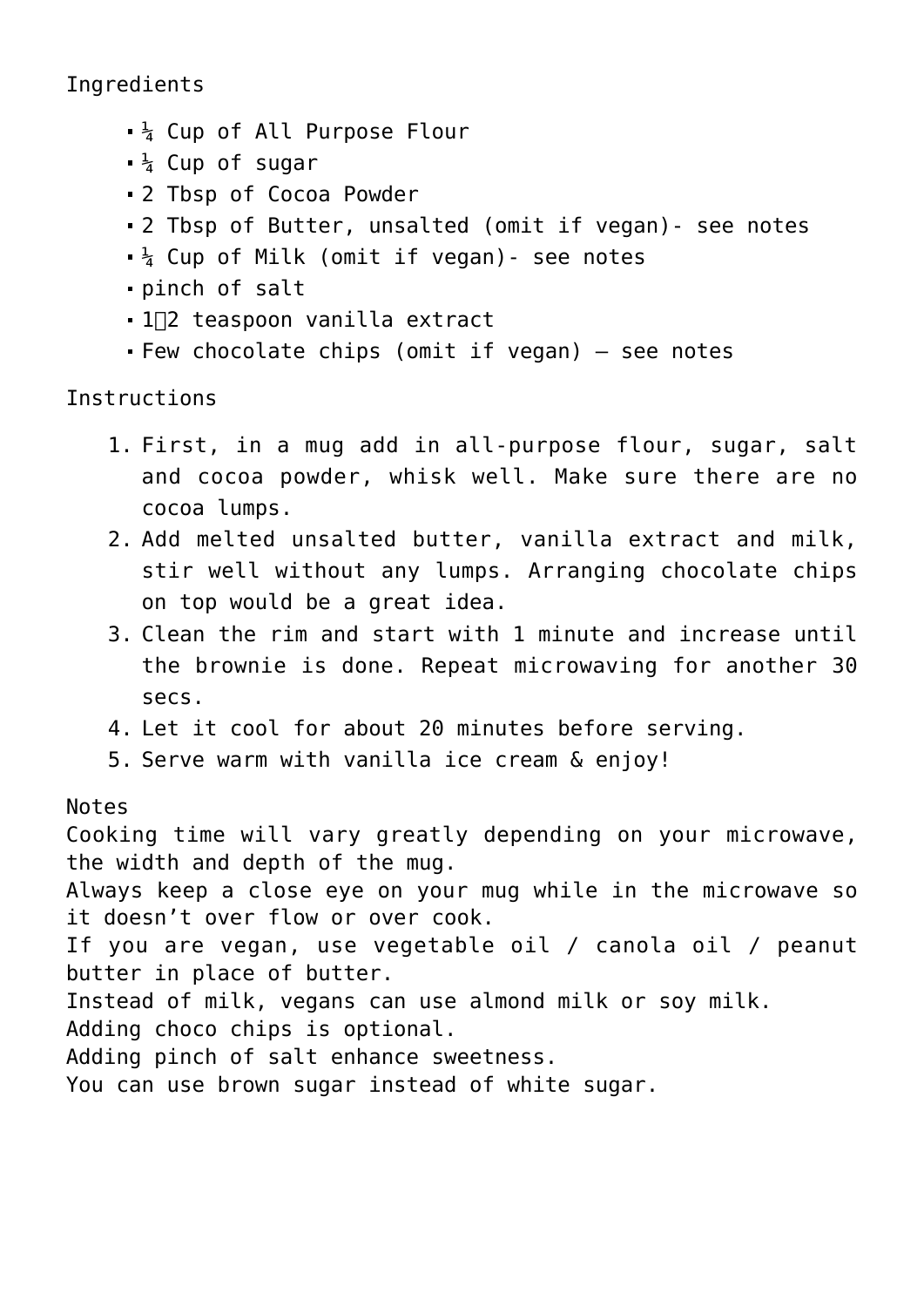Ingredients

- ¼ Cup of All Purpose Flour
- ¼ Cup of sugar
- 2 Tbsp of Cocoa Powder
- 2 Tbsp of Butter, unsalted (omit if vegan)- see notes
- ¼ Cup of Milk (omit if vegan)- see notes
- pinch of salt
- 1⁄2 teaspoon vanilla extract
- Few chocolate chips (omit if vegan) – see notes

Instructions

1. First, in a mug add in all-purpose flour, sugar, salt and cocoa powder, whisk well. Make sure there are no cocoa lumps.
2. Add melted unsalted butter, vanilla extract and milk, stir well without any lumps. Arranging chocolate chips on top would be a great idea.
3. Clean the rim and start with 1 minute and increase until the brownie is done. Repeat microwaving for another 30 secs.
4. Let it cool for about 20 minutes before serving.
5. Serve warm with vanilla ice cream & enjoy!

Notes
Cooking time will vary greatly depending on your microwave, the width and depth of the mug.
Always keep a close eye on your mug while in the microwave so it doesn't over flow or over cook.
If you are vegan, use vegetable oil / canola oil / peanut butter in place of butter.
Instead of milk, vegans can use almond milk or soy milk.
Adding choco chips is optional.
Adding pinch of salt enhance sweetness.
You can use brown sugar instead of white sugar.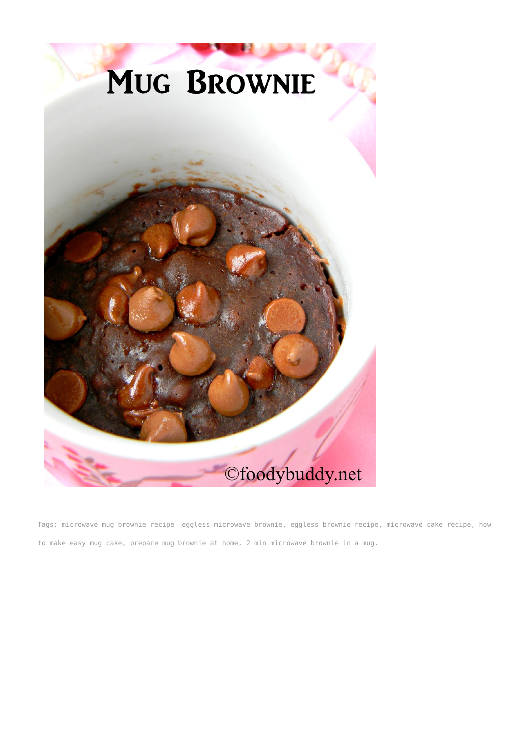Tags: microwave mug brownie recipe, eggless microwave brownie, eggless brownie recipe, microwave cake recipe, how to make easy mug cake, prepare mug brownie at home, 2 min microwave brownie in a mug.